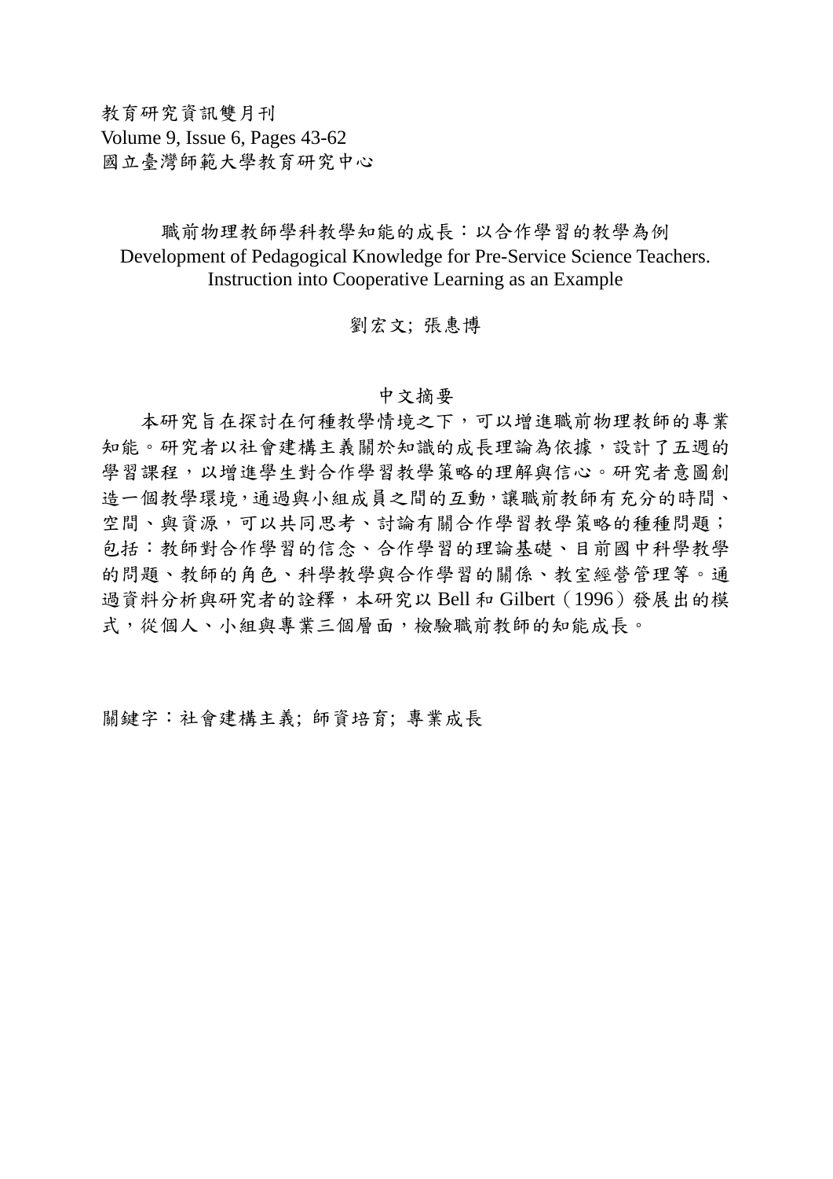教育研究資訊雙月刊
Volume 9, Issue 6, Pages 43-62
國立臺灣師範大學教育研究中心

# 職前物理教師學科教學知能的成長：以合作學習的教學為例

# Development of Pedagogical Knowledge for Pre-Service Science Teachers. Instruction into Cooperative Learning as an Example

劉宏文; 張惠博

## 中文摘要

本研究旨在探討在何種教學情境之下，可以增進職前物理教師的專業知能。研究者以社會建構主義關於知識的成長理論為依據，設計了五週的學習課程，以增進學生對合作學習教學策略的理解與信心。研究者意圖創造一個教學環境，通過與小組成員之間的互動，讓職前教師有充分的時間、空間、與資源，可以共同思考、討論有關合作學習教學策略的種種問題；包括：教師對合作學習的信念、合作學習的理論基礎、目前國中科學教學的問題、教師的角色、科學教學與合作學習的關係、教室經營管理等。通過資料分析與研究者的詮釋，本研究以 Bell 和 Gilbert（1996）發展出的模式，從個人、小組與專業三個層面，檢驗職前教師的知能成長。

關鍵字：社會建構主義; 師資培育; 專業成長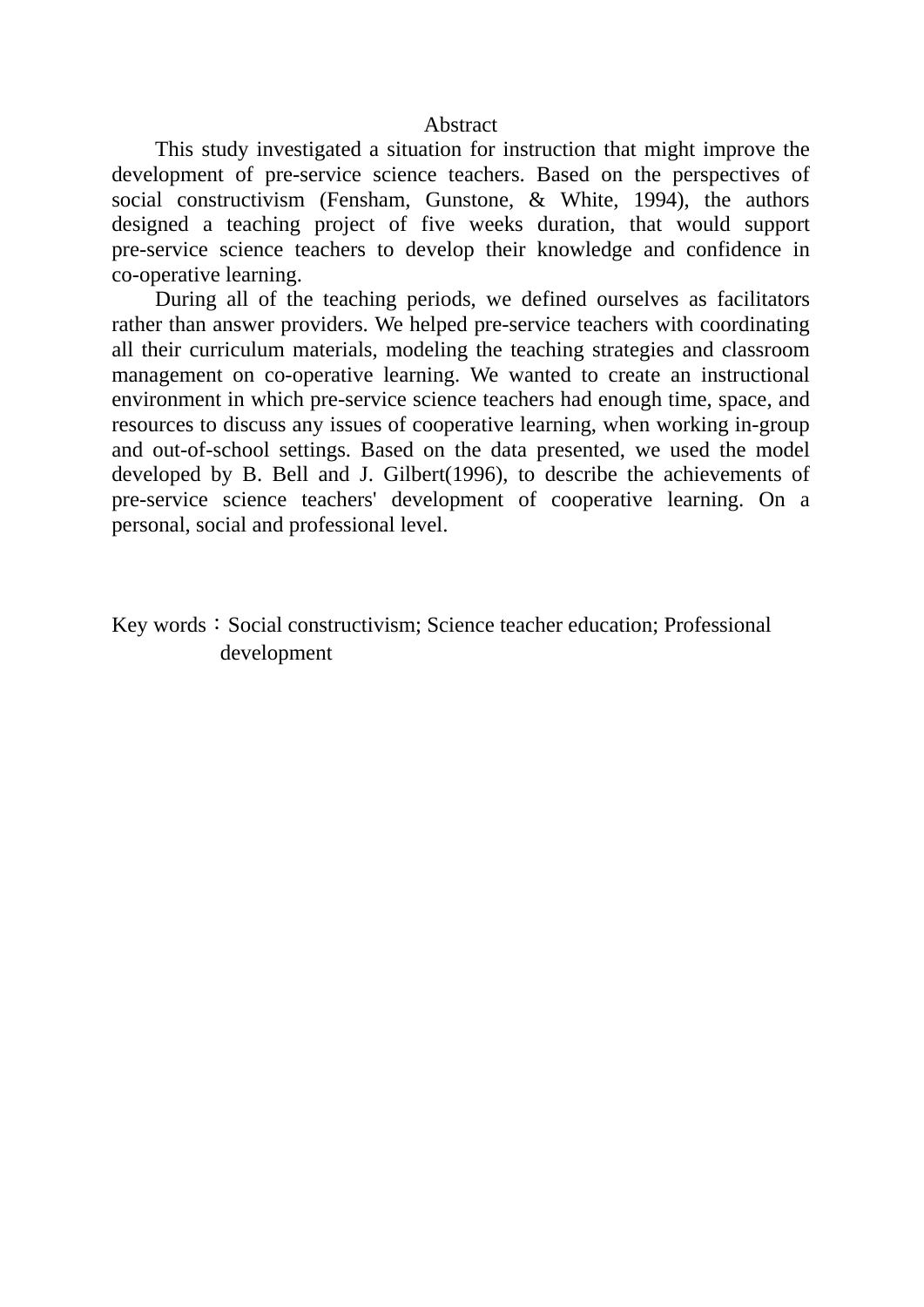# Abstract

This study investigated a situation for instruction that might improve the development of pre-service science teachers. Based on the perspectives of social constructivism (Fensham, Gunstone, & White, 1994), the authors designed a teaching project of five weeks duration, that would support pre-service science teachers to develop their knowledge and confidence in co-operative learning.

During all of the teaching periods, we defined ourselves as facilitators rather than answer providers. We helped pre-service teachers with coordinating all their curriculum materials, modeling the teaching strategies and classroom management on co-operative learning. We wanted to create an instructional environment in which pre-service science teachers had enough time, space, and resources to discuss any issues of cooperative learning, when working in-group and out-of-school settings. Based on the data presented, we used the model developed by B. Bell and J. Gilbert(1996), to describe the achievements of pre-service science teachers' development of cooperative learning. On a personal, social and professional level.

Key words：Social constructivism; Science teacher education; Professional development